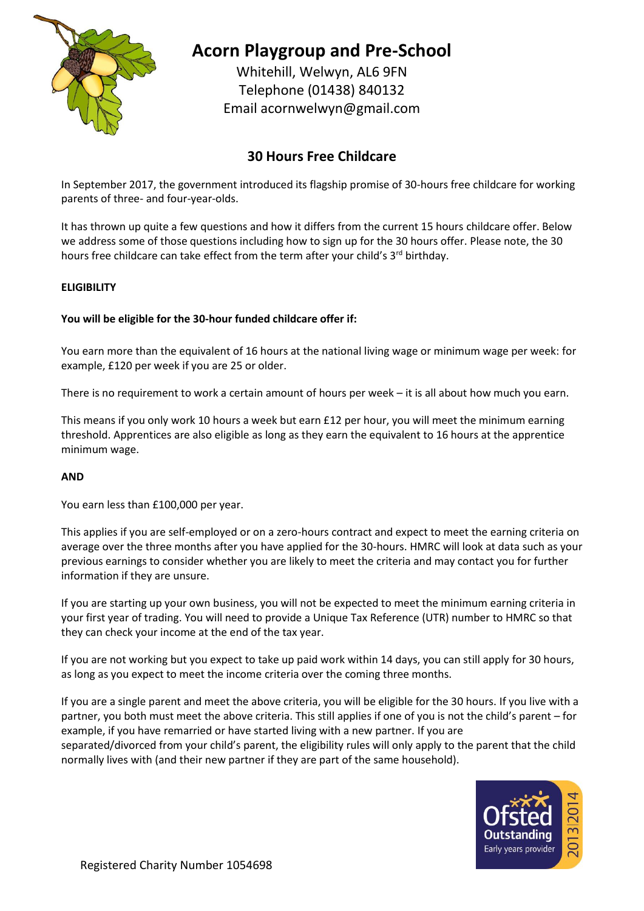# Acorn Playgroup and Pre-School

Whitehill, Welwyn, AL6 9FN
Telephone (01438) 840132
Email acornwelwyn@gmail.com

## 30 Hours Free Childcare

In September 2017, the government introduced its flagship promise of 30-hours free childcare for working parents of three- and four-year-olds.

It has thrown up quite a few questions and how it differs from the current 15 hours childcare offer. Below we address some of those questions including how to sign up for the 30 hours offer. Please note, the 30 hours free childcare can take effect from the term after your child's 3rd birthday.

**ELIGIBILITY**

**You will be eligible for the 30-hour funded childcare offer if:**

You earn more than the equivalent of 16 hours at the national living wage or minimum wage per week: for example, £120 per week if you are 25 or older.

There is no requirement to work a certain amount of hours per week – it is all about how much you earn.

This means if you only work 10 hours a week but earn £12 per hour, you will meet the minimum earning threshold. Apprentices are also eligible as long as they earn the equivalent to 16 hours at the apprentice minimum wage.

**AND**

You earn less than £100,000 per year.

This applies if you are self-employed or on a zero-hours contract and expect to meet the earning criteria on average over the three months after you have applied for the 30-hours. HMRC will look at data such as your previous earnings to consider whether you are likely to meet the criteria and may contact you for further information if they are unsure.

If you are starting up your own business, you will not be expected to meet the minimum earning criteria in your first year of trading. You will need to provide a Unique Tax Reference (UTR) number to HMRC so that they can check your income at the end of the tax year.

If you are not working but you expect to take up paid work within 14 days, you can still apply for 30 hours, as long as you expect to meet the income criteria over the coming three months.

If you are a single parent and meet the above criteria, you will be eligible for the 30 hours. If you live with a partner, you both must meet the above criteria. This still applies if one of you is not the child's parent – for example, if you have remarried or have started living with a new partner. If you are separated/divorced from your child's parent, the eligibility rules will only apply to the parent that the child normally lives with (and their new partner if they are part of the same household).

Registered Charity Number 1054698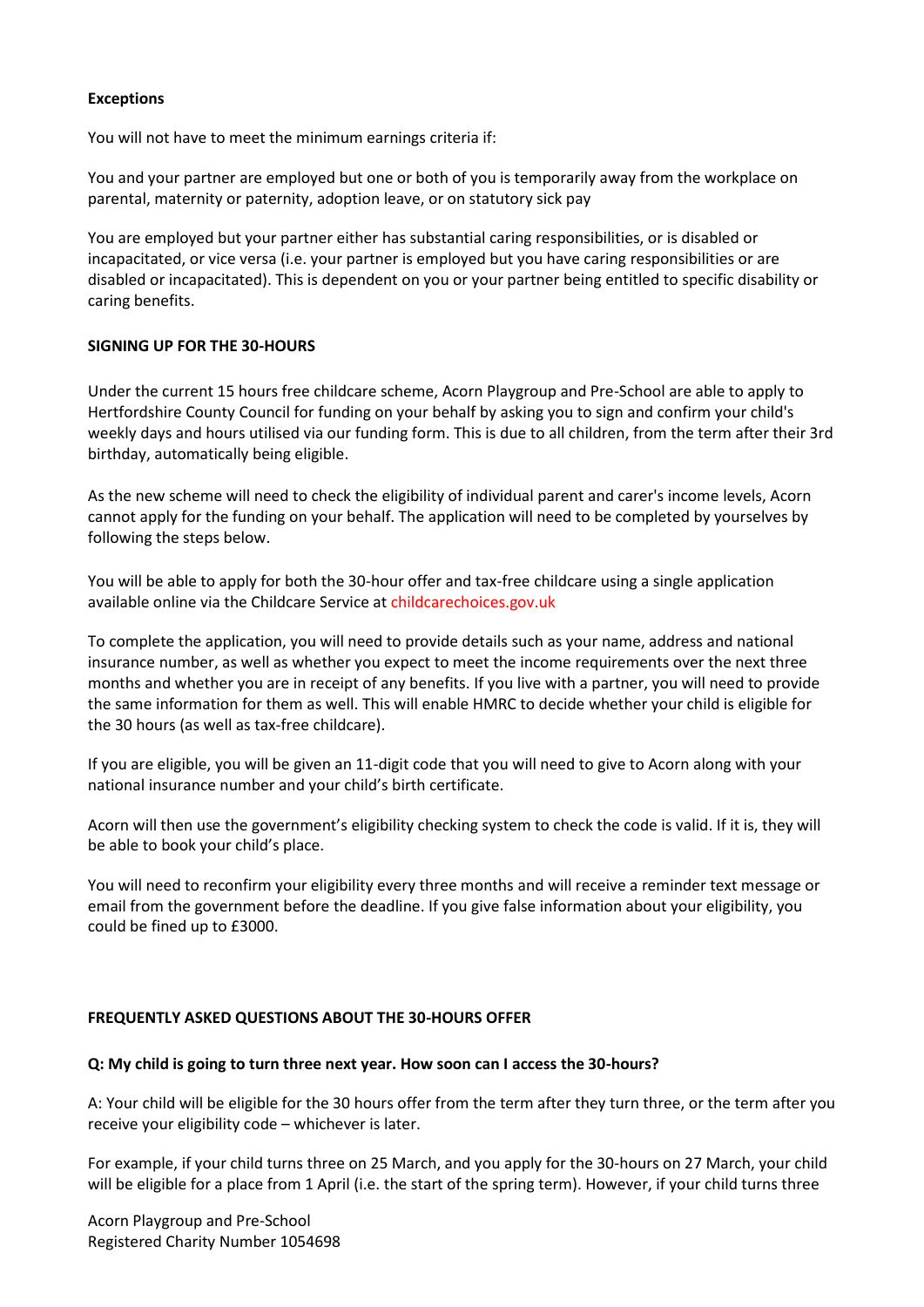**Exceptions**

You will not have to meet the minimum earnings criteria if:

You and your partner are employed but one or both of you is temporarily away from the workplace on parental, maternity or paternity, adoption leave, or on statutory sick pay

You are employed but your partner either has substantial caring responsibilities, or is disabled or incapacitated, or vice versa (i.e. your partner is employed but you have caring responsibilities or are disabled or incapacitated). This is dependent on you or your partner being entitled to specific disability or caring benefits.

**SIGNING UP FOR THE 30-HOURS**

Under the current 15 hours free childcare scheme, Acorn Playgroup and Pre-School are able to apply to Hertfordshire County Council for funding on your behalf by asking you to sign and confirm your child's weekly days and hours utilised via our funding form. This is due to all children, from the term after their 3rd birthday, automatically being eligible.

As the new scheme will need to check the eligibility of individual parent and carer's income levels, Acorn cannot apply for the funding on your behalf. The application will need to be completed by yourselves by following the steps below.

You will be able to apply for both the 30-hour offer and tax-free childcare using a single application available online via the Childcare Service at childcarechoices.gov.uk

To complete the application, you will need to provide details such as your name, address and national insurance number, as well as whether you expect to meet the income requirements over the next three months and whether you are in receipt of any benefits. If you live with a partner, you will need to provide the same information for them as well. This will enable HMRC to decide whether your child is eligible for the 30 hours (as well as tax-free childcare).

If you are eligible, you will be given an 11-digit code that you will need to give to Acorn along with your national insurance number and your child's birth certificate.

Acorn will then use the government's eligibility checking system to check the code is valid. If it is, they will be able to book your child's place.

You will need to reconfirm your eligibility every three months and will receive a reminder text message or email from the government before the deadline. If you give false information about your eligibility, you could be fined up to £3000.

**FREQUENTLY ASKED QUESTIONS ABOUT THE 30-HOURS OFFER**

**Q: My child is going to turn three next year. How soon can I access the 30-hours?**

A: Your child will be eligible for the 30 hours offer from the term after they turn three, or the term after you receive your eligibility code – whichever is later.

For example, if your child turns three on 25 March, and you apply for the 30-hours on 27 March, your child will be eligible for a place from 1 April (i.e. the start of the spring term). However, if your child turns three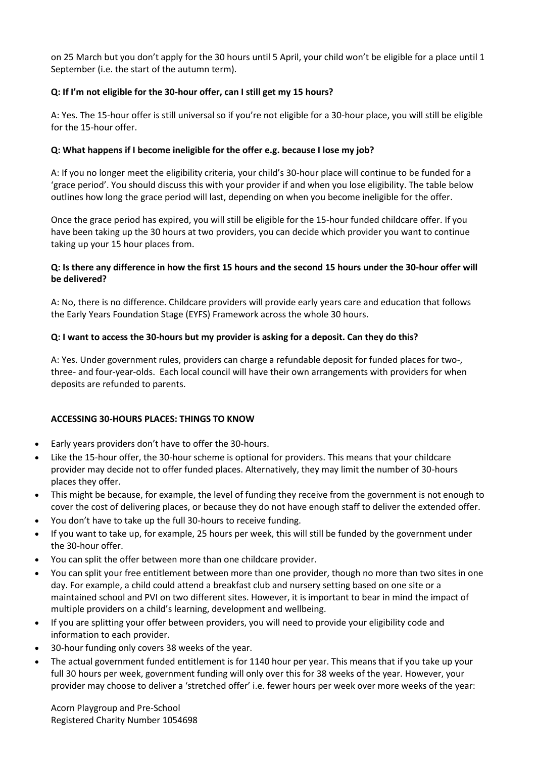on 25 March but you don't apply for the 30 hours until 5 April, your child won't be eligible for a place until 1 September (i.e. the start of the autumn term).

**Q: If I'm not eligible for the 30-hour offer, can I still get my 15 hours?**

A: Yes. The 15-hour offer is still universal so if you're not eligible for a 30-hour place, you will still be eligible for the 15-hour offer.

**Q: What happens if I become ineligible for the offer e.g. because I lose my job?**

A: If you no longer meet the eligibility criteria, your child's 30-hour place will continue to be funded for a 'grace period'. You should discuss this with your provider if and when you lose eligibility. The table below outlines how long the grace period will last, depending on when you become ineligible for the offer.

Once the grace period has expired, you will still be eligible for the 15-hour funded childcare offer. If you have been taking up the 30 hours at two providers, you can decide which provider you want to continue taking up your 15 hour places from.

**Q: Is there any difference in how the first 15 hours and the second 15 hours under the 30-hour offer will be delivered?**

A: No, there is no difference. Childcare providers will provide early years care and education that follows the Early Years Foundation Stage (EYFS) Framework across the whole 30 hours.

**Q: I want to access the 30-hours but my provider is asking for a deposit. Can they do this?**

A: Yes. Under government rules, providers can charge a refundable deposit for funded places for two-, three- and four-year-olds. Each local council will have their own arrangements with providers for when deposits are refunded to parents.

**ACCESSING 30-HOURS PLACES: THINGS TO KNOW**

- Early years providers don't have to offer the 30-hours.
- Like the 15-hour offer, the 30-hour scheme is optional for providers. This means that your childcare provider may decide not to offer funded places. Alternatively, they may limit the number of 30-hours places they offer.
- This might be because, for example, the level of funding they receive from the government is not enough to cover the cost of delivering places, or because they do not have enough staff to deliver the extended offer.
- You don't have to take up the full 30-hours to receive funding.
- If you want to take up, for example, 25 hours per week, this will still be funded by the government under the 30-hour offer.
- You can split the offer between more than one childcare provider.
- You can split your free entitlement between more than one provider, though no more than two sites in one day. For example, a child could attend a breakfast club and nursery setting based on one site or a maintained school and PVI on two different sites. However, it is important to bear in mind the impact of multiple providers on a child's learning, development and wellbeing.
- If you are splitting your offer between providers, you will need to provide your eligibility code and information to each provider.
- 30-hour funding only covers 38 weeks of the year.
- The actual government funded entitlement is for 1140 hour per year. This means that if you take up your full 30 hours per week, government funding will only over this for 38 weeks of the year. However, your provider may choose to deliver a 'stretched offer' i.e. fewer hours per week over more weeks of the year:

Acorn Playgroup and Pre-School
Registered Charity Number 1054698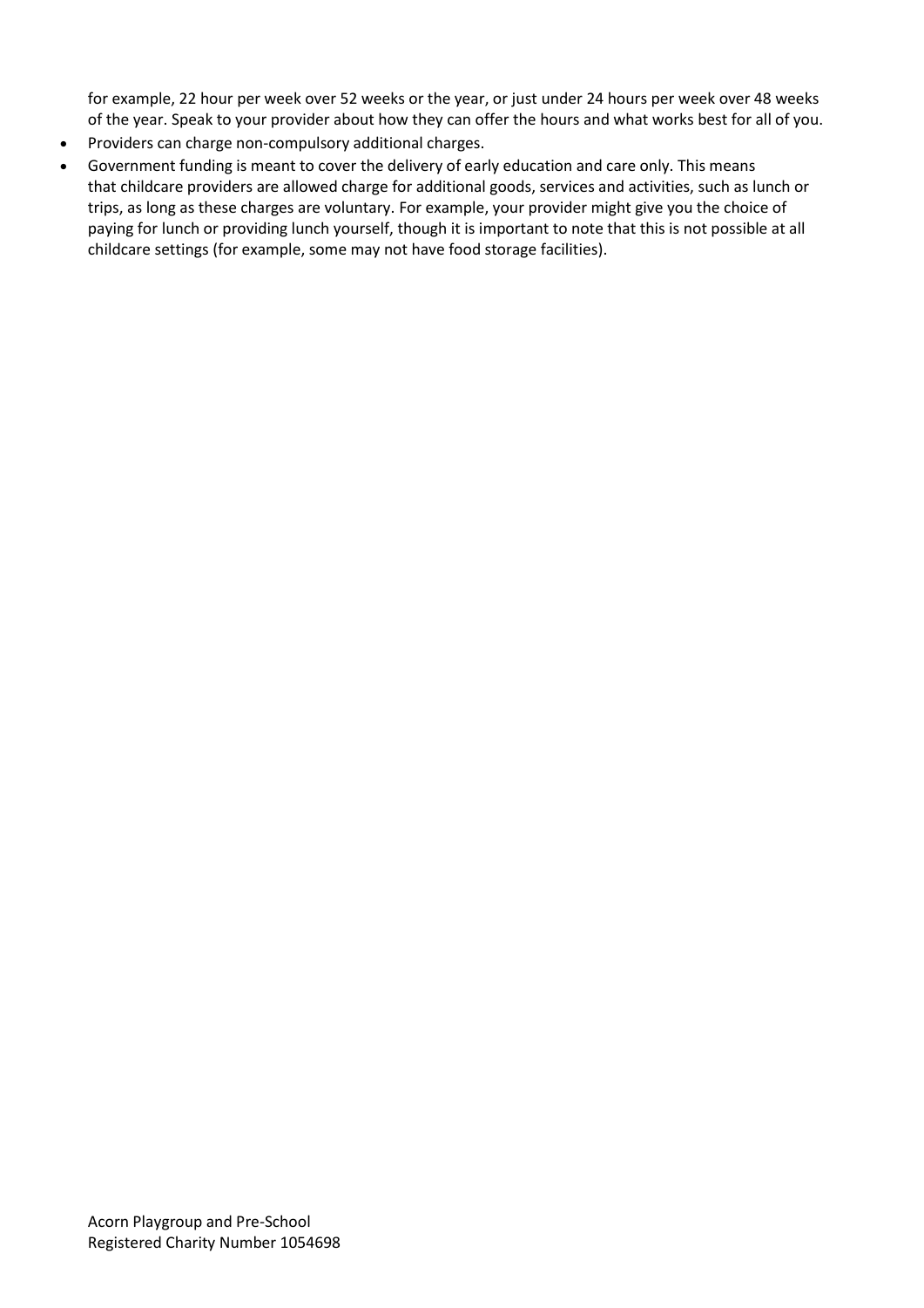for example, 22 hour per week over 52 weeks or the year, or just under 24 hours per week over 48 weeks of the year. Speak to your provider about how they can offer the hours and what works best for all of you.

- Providers can charge non-compulsory additional charges.
- Government funding is meant to cover the delivery of early education and care only. This means that childcare providers are allowed charge for additional goods, services and activities, such as lunch or trips, as long as these charges are voluntary. For example, your provider might give you the choice of paying for lunch or providing lunch yourself, though it is important to note that this is not possible at all childcare settings (for example, some may not have food storage facilities).

Acorn Playgroup and Pre-School
Registered Charity Number 1054698